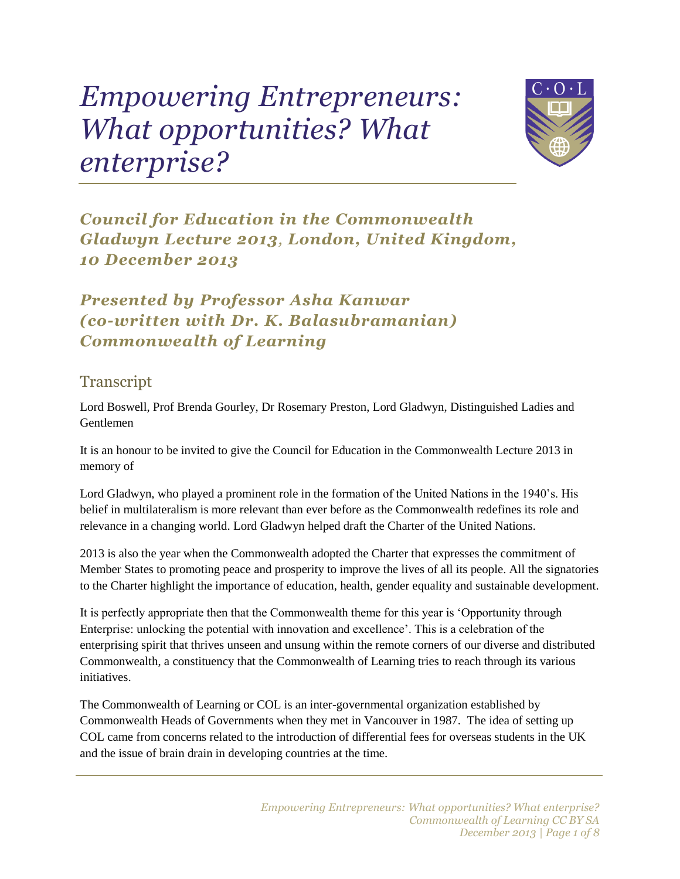# *Empowering Entrepreneurs: What opportunities? What enterprise?*

## *Council for Education in the Commonwealth Gladwyn Lecture 2013, London, United Kingdom, 10 December 2013*

## *Presented by Professor Asha Kanwar (co-written with Dr. K. Balasubramanian) Commonwealth of Learning*

### Transcript

Lord Boswell, Prof Brenda Gourley, Dr Rosemary Preston, Lord Gladwyn, Distinguished Ladies and Gentlemen

It is an honour to be invited to give the Council for Education in the Commonwealth Lecture 2013 in memory of

Lord Gladwyn, who played a prominent role in the formation of the United Nations in the 1940's. His belief in multilateralism is more relevant than ever before as the Commonwealth redefines its role and relevance in a changing world. Lord Gladwyn helped draft the Charter of the United Nations.

2013 is also the year when the Commonwealth adopted the Charter that expresses the commitment of Member States to promoting peace and prosperity to improve the lives of all its people. All the signatories to the Charter highlight the importance of education, health, gender equality and sustainable development.

It is perfectly appropriate then that the Commonwealth theme for this year is 'Opportunity through Enterprise: unlocking the potential with innovation and excellence'. This is a celebration of the enterprising spirit that thrives unseen and unsung within the remote corners of our diverse and distributed Commonwealth, a constituency that the Commonwealth of Learning tries to reach through its various initiatives.

The Commonwealth of Learning or COL is an inter-governmental organization established by Commonwealth Heads of Governments when they met in Vancouver in 1987. The idea of setting up COL came from concerns related to the introduction of differential fees for overseas students in the UK and the issue of brain drain in developing countries at the time.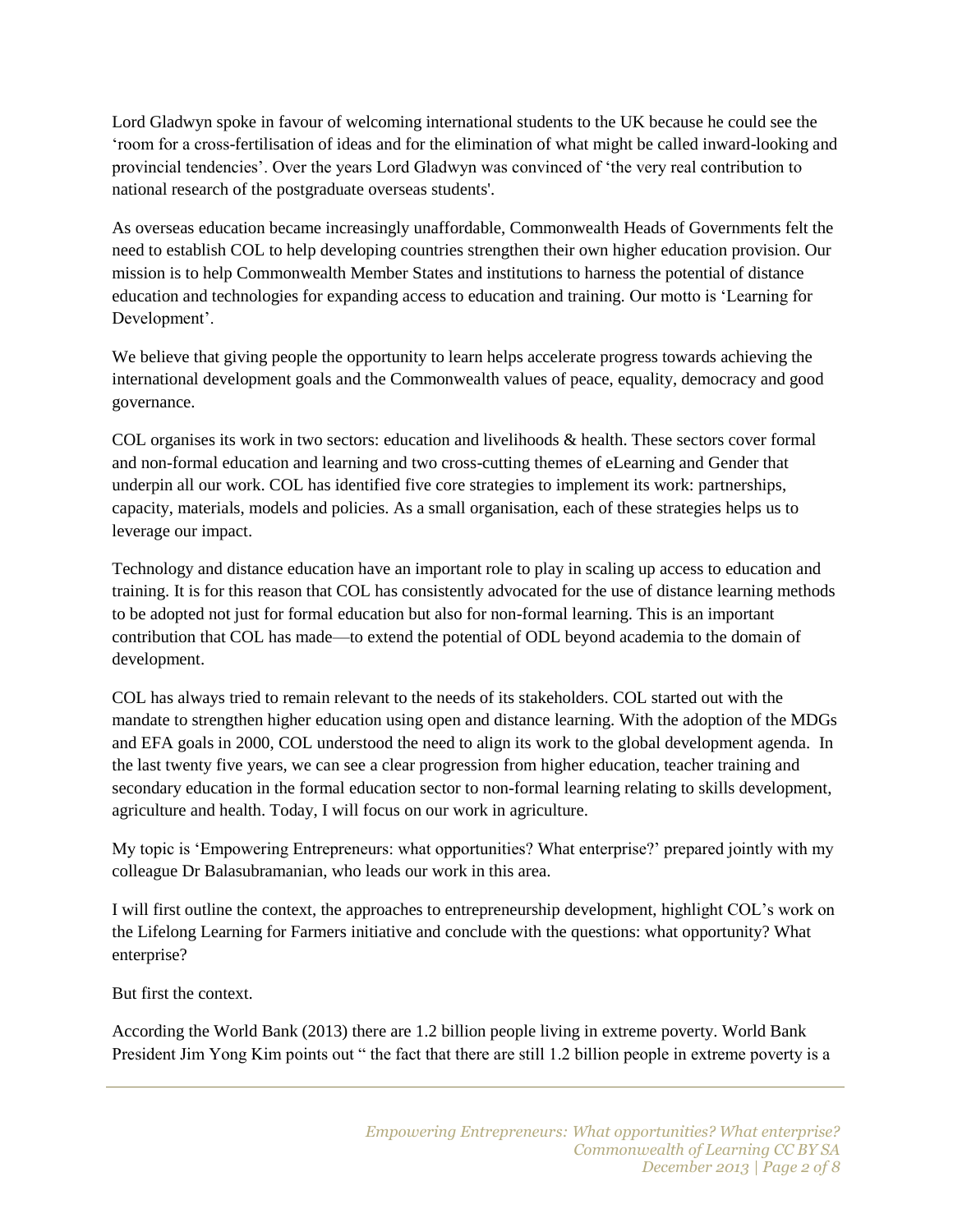Lord Gladwyn spoke in favour of welcoming international students to the UK because he could see the 'room for a cross-fertilisation of ideas and for the elimination of what might be called inward-looking and provincial tendencies'. Over the years Lord Gladwyn was convinced of 'the very real contribution to national research of the postgraduate overseas students'.

As overseas education became increasingly unaffordable, Commonwealth Heads of Governments felt the need to establish COL to help developing countries strengthen their own higher education provision. Our mission is to help Commonwealth Member States and institutions to harness the potential of distance education and technologies for expanding access to education and training. Our motto is 'Learning for Development'.

We believe that giving people the opportunity to learn helps accelerate progress towards achieving the international development goals and the Commonwealth values of peace, equality, democracy and good governance.

COL organises its work in two sectors: education and livelihoods & health. These sectors cover formal and non-formal education and learning and two cross-cutting themes of eLearning and Gender that underpin all our work. COL has identified five core strategies to implement its work: partnerships, capacity, materials, models and policies. As a small organisation, each of these strategies helps us to leverage our impact.

Technology and distance education have an important role to play in scaling up access to education and training. It is for this reason that COL has consistently advocated for the use of distance learning methods to be adopted not just for formal education but also for non-formal learning. This is an important contribution that COL has made—to extend the potential of ODL beyond academia to the domain of development.

COL has always tried to remain relevant to the needs of its stakeholders. COL started out with the mandate to strengthen higher education using open and distance learning. With the adoption of the MDGs and EFA goals in 2000, COL understood the need to align its work to the global development agenda. In the last twenty five years, we can see a clear progression from higher education, teacher training and secondary education in the formal education sector to non-formal learning relating to skills development, agriculture and health. Today, I will focus on our work in agriculture.

My topic is 'Empowering Entrepreneurs: what opportunities? What enterprise?' prepared jointly with my colleague Dr Balasubramanian, who leads our work in this area.

I will first outline the context, the approaches to entrepreneurship development, highlight COL's work on the Lifelong Learning for Farmers initiative and conclude with the questions: what opportunity? What enterprise?

But first the context.

According the World Bank (2013) there are 1.2 billion people living in extreme poverty. World Bank President Jim Yong Kim points out " the fact that there are still 1.2 billion people in extreme poverty is a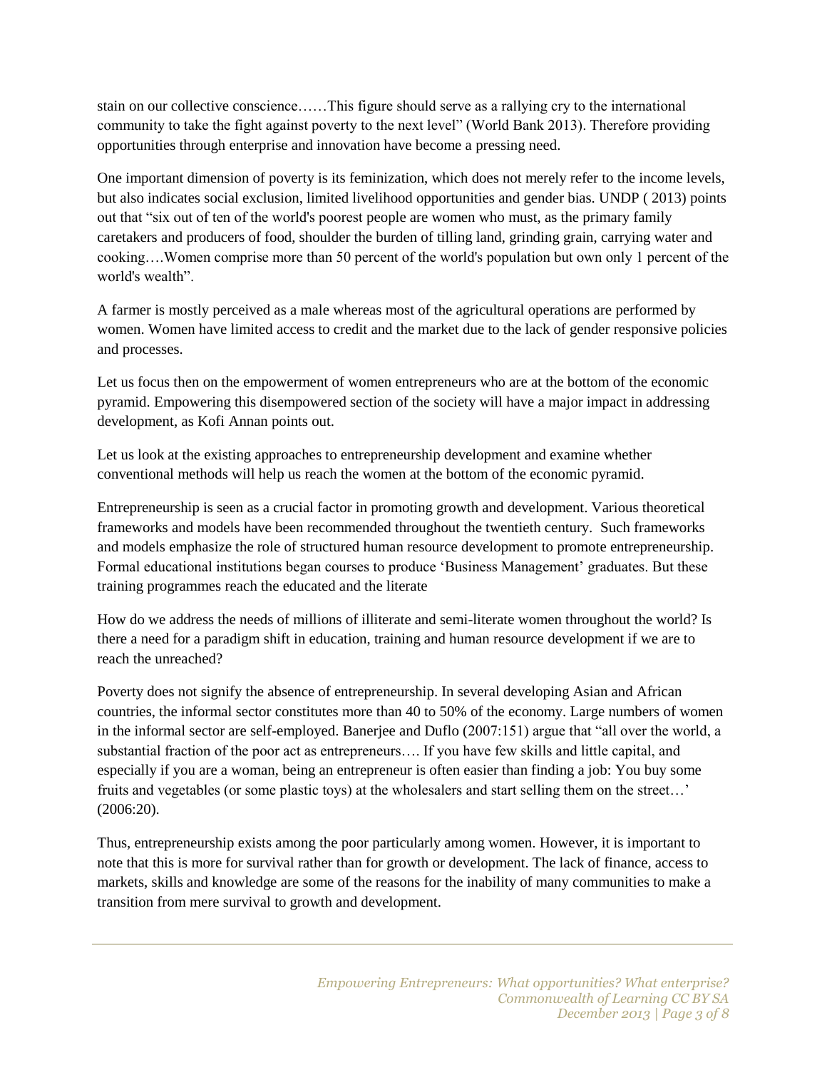stain on our collective conscience……This figure should serve as a rallying cry to the international community to take the fight against poverty to the next level" (World Bank 2013). Therefore providing opportunities through enterprise and innovation have become a pressing need.

One important dimension of poverty is its feminization, which does not merely refer to the income levels, but also indicates social exclusion, limited livelihood opportunities and gender bias. UNDP ( 2013) points out that "six out of ten of the world's poorest people are women who must, as the primary family caretakers and producers of food, shoulder the burden of tilling land, grinding grain, carrying water and cooking….Women comprise more than 50 percent of the world's population but own only 1 percent of the world's wealth".

A farmer is mostly perceived as a male whereas most of the agricultural operations are performed by women. Women have limited access to credit and the market due to the lack of gender responsive policies and processes.

Let us focus then on the empowerment of women entrepreneurs who are at the bottom of the economic pyramid. Empowering this disempowered section of the society will have a major impact in addressing development, as Kofi Annan points out.

Let us look at the existing approaches to entrepreneurship development and examine whether conventional methods will help us reach the women at the bottom of the economic pyramid.

Entrepreneurship is seen as a crucial factor in promoting growth and development. Various theoretical frameworks and models have been recommended throughout the twentieth century. Such frameworks and models emphasize the role of structured human resource development to promote entrepreneurship. Formal educational institutions began courses to produce 'Business Management' graduates. But these training programmes reach the educated and the literate

How do we address the needs of millions of illiterate and semi-literate women throughout the world? Is there a need for a paradigm shift in education, training and human resource development if we are to reach the unreached?

Poverty does not signify the absence of entrepreneurship. In several developing Asian and African countries, the informal sector constitutes more than 40 to 50% of the economy. Large numbers of women in the informal sector are self-employed. Banerjee and Duflo (2007:151) argue that "all over the world, a substantial fraction of the poor act as entrepreneurs…. If you have few skills and little capital, and especially if you are a woman, being an entrepreneur is often easier than finding a job: You buy some fruits and vegetables (or some plastic toys) at the wholesalers and start selling them on the street…' (2006:20).

Thus, entrepreneurship exists among the poor particularly among women. However, it is important to note that this is more for survival rather than for growth or development. The lack of finance, access to markets, skills and knowledge are some of the reasons for the inability of many communities to make a transition from mere survival to growth and development.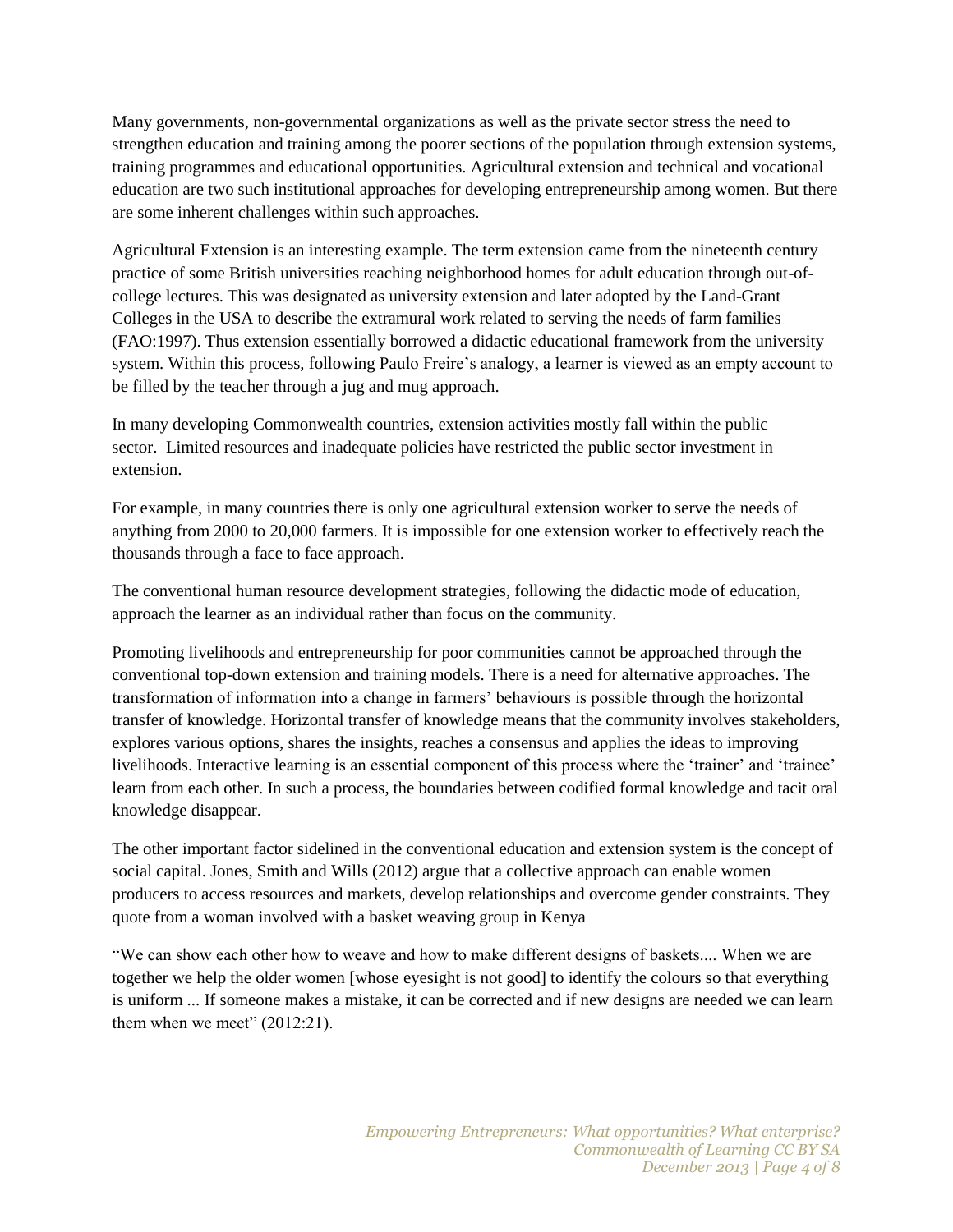Many governments, non-governmental organizations as well as the private sector stress the need to strengthen education and training among the poorer sections of the population through extension systems, training programmes and educational opportunities. Agricultural extension and technical and vocational education are two such institutional approaches for developing entrepreneurship among women. But there are some inherent challenges within such approaches.

Agricultural Extension is an interesting example. The term extension came from the nineteenth century practice of some British universities reaching neighborhood homes for adult education through out-of-college lectures. This was designated as university extension and later adopted by the Land-Grant Colleges in the USA to describe the extramural work related to serving the needs of farm families (FAO:1997). Thus extension essentially borrowed a didactic educational framework from the university system. Within this process, following Paulo Freire's analogy, a learner is viewed as an empty account to be filled by the teacher through a jug and mug approach.

In many developing Commonwealth countries, extension activities mostly fall within the public sector. Limited resources and inadequate policies have restricted the public sector investment in extension.

For example, in many countries there is only one agricultural extension worker to serve the needs of anything from 2000 to 20,000 farmers. It is impossible for one extension worker to effectively reach the thousands through a face to face approach.

The conventional human resource development strategies, following the didactic mode of education, approach the learner as an individual rather than focus on the community.

Promoting livelihoods and entrepreneurship for poor communities cannot be approached through the conventional top-down extension and training models. There is a need for alternative approaches. The transformation of information into a change in farmers' behaviours is possible through the horizontal transfer of knowledge. Horizontal transfer of knowledge means that the community involves stakeholders, explores various options, shares the insights, reaches a consensus and applies the ideas to improving livelihoods. Interactive learning is an essential component of this process where the 'trainer' and 'trainee' learn from each other. In such a process, the boundaries between codified formal knowledge and tacit oral knowledge disappear.

The other important factor sidelined in the conventional education and extension system is the concept of social capital. Jones, Smith and Wills (2012) argue that a collective approach can enable women producers to access resources and markets, develop relationships and overcome gender constraints. They quote from a woman involved with a basket weaving group in Kenya

"We can show each other how to weave and how to make different designs of baskets.... When we are together we help the older women [whose eyesight is not good] to identify the colours so that everything is uniform ... If someone makes a mistake, it can be corrected and if new designs are needed we can learn them when we meet" (2012:21).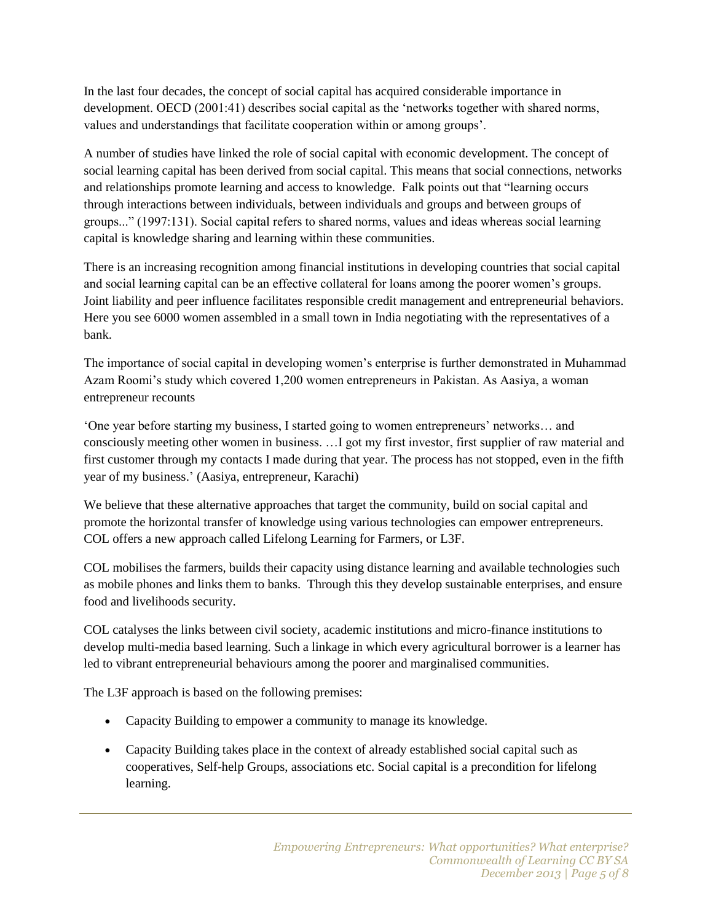In the last four decades, the concept of social capital has acquired considerable importance in development. OECD (2001:41) describes social capital as the 'networks together with shared norms, values and understandings that facilitate cooperation within or among groups'.

A number of studies have linked the role of social capital with economic development. The concept of social learning capital has been derived from social capital. This means that social connections, networks and relationships promote learning and access to knowledge. Falk points out that "learning occurs through interactions between individuals, between individuals and groups and between groups of groups..." (1997:131). Social capital refers to shared norms, values and ideas whereas social learning capital is knowledge sharing and learning within these communities.

There is an increasing recognition among financial institutions in developing countries that social capital and social learning capital can be an effective collateral for loans among the poorer women's groups. Joint liability and peer influence facilitates responsible credit management and entrepreneurial behaviors. Here you see 6000 women assembled in a small town in India negotiating with the representatives of a bank.

The importance of social capital in developing women's enterprise is further demonstrated in Muhammad Azam Roomi's study which covered 1,200 women entrepreneurs in Pakistan. As Aasiya, a woman entrepreneur recounts

'One year before starting my business, I started going to women entrepreneurs' networks… and consciously meeting other women in business. …I got my first investor, first supplier of raw material and first customer through my contacts I made during that year. The process has not stopped, even in the fifth year of my business.' (Aasiya, entrepreneur, Karachi)

We believe that these alternative approaches that target the community, build on social capital and promote the horizontal transfer of knowledge using various technologies can empower entrepreneurs. COL offers a new approach called Lifelong Learning for Farmers, or L3F.

COL mobilises the farmers, builds their capacity using distance learning and available technologies such as mobile phones and links them to banks. Through this they develop sustainable enterprises, and ensure food and livelihoods security.

COL catalyses the links between civil society, academic institutions and micro-finance institutions to develop multi-media based learning. Such a linkage in which every agricultural borrower is a learner has led to vibrant entrepreneurial behaviours among the poorer and marginalised communities.

The L3F approach is based on the following premises:

- Capacity Building to empower a community to manage its knowledge.
- Capacity Building takes place in the context of already established social capital such as cooperatives, Self-help Groups, associations etc. Social capital is a precondition for lifelong learning.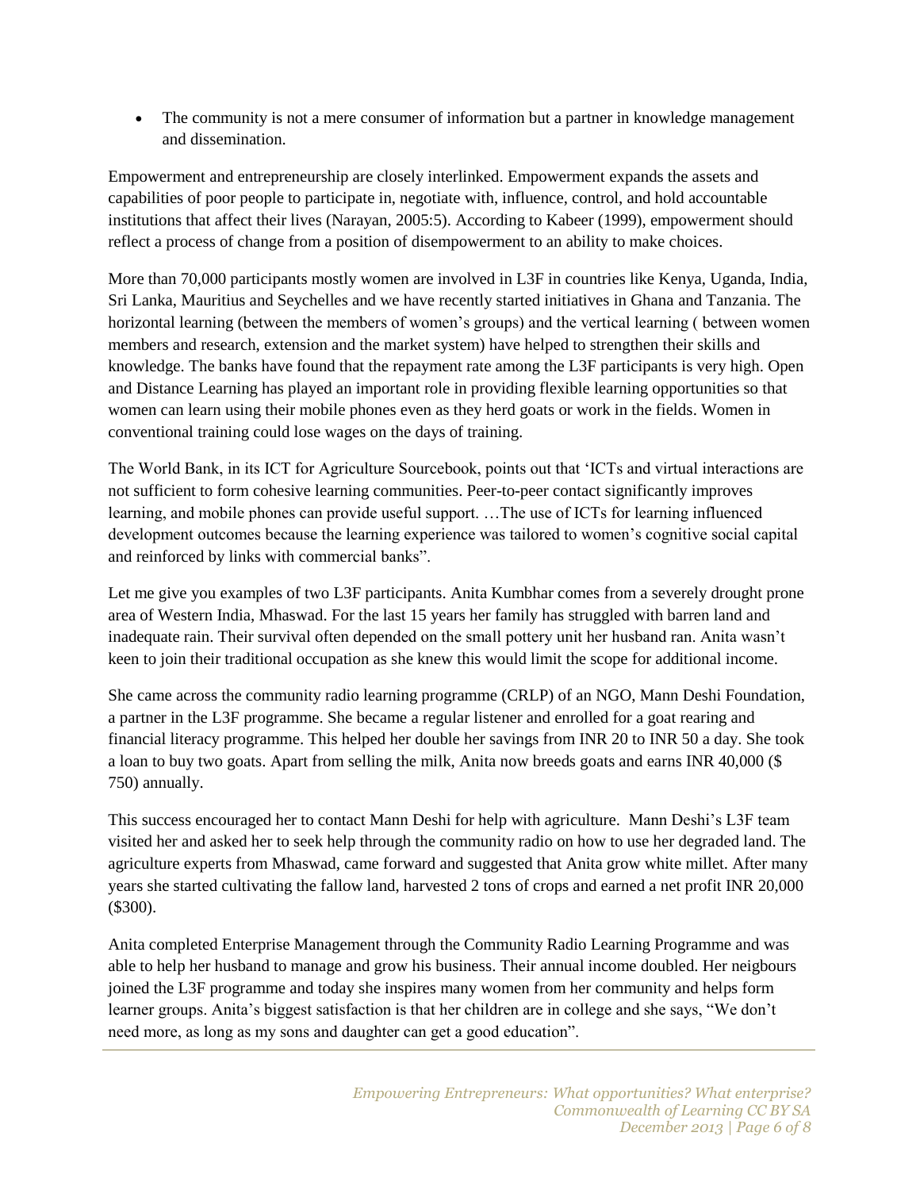- The community is not a mere consumer of information but a partner in knowledge management and dissemination.

Empowerment and entrepreneurship are closely interlinked. Empowerment expands the assets and capabilities of poor people to participate in, negotiate with, influence, control, and hold accountable institutions that affect their lives (Narayan, 2005:5). According to Kabeer (1999), empowerment should reflect a process of change from a position of disempowerment to an ability to make choices.

More than 70,000 participants mostly women are involved in L3F in countries like Kenya, Uganda, India, Sri Lanka, Mauritius and Seychelles and we have recently started initiatives in Ghana and Tanzania. The horizontal learning (between the members of women's groups) and the vertical learning ( between women members and research, extension and the market system) have helped to strengthen their skills and knowledge. The banks have found that the repayment rate among the L3F participants is very high. Open and Distance Learning has played an important role in providing flexible learning opportunities so that women can learn using their mobile phones even as they herd goats or work in the fields. Women in conventional training could lose wages on the days of training.

The World Bank, in its ICT for Agriculture Sourcebook, points out that 'ICTs and virtual interactions are not sufficient to form cohesive learning communities. Peer-to-peer contact significantly improves learning, and mobile phones can provide useful support. …The use of ICTs for learning influenced development outcomes because the learning experience was tailored to women's cognitive social capital and reinforced by links with commercial banks".

Let me give you examples of two L3F participants. Anita Kumbhar comes from a severely drought prone area of Western India, Mhaswad. For the last 15 years her family has struggled with barren land and inadequate rain. Their survival often depended on the small pottery unit her husband ran. Anita wasn't keen to join their traditional occupation as she knew this would limit the scope for additional income.

She came across the community radio learning programme (CRLP) of an NGO, Mann Deshi Foundation, a partner in the L3F programme. She became a regular listener and enrolled for a goat rearing and financial literacy programme. This helped her double her savings from INR 20 to INR 50 a day. She took a loan to buy two goats. Apart from selling the milk, Anita now breeds goats and earns INR 40,000 ($ 750) annually.

This success encouraged her to contact Mann Deshi for help with agriculture. Mann Deshi's L3F team visited her and asked her to seek help through the community radio on how to use her degraded land. The agriculture experts from Mhaswad, came forward and suggested that Anita grow white millet. After many years she started cultivating the fallow land, harvested 2 tons of crops and earned a net profit INR 20,000 ($300).

Anita completed Enterprise Management through the Community Radio Learning Programme and was able to help her husband to manage and grow his business. Their annual income doubled. Her neigbours joined the L3F programme and today she inspires many women from her community and helps form learner groups. Anita's biggest satisfaction is that her children are in college and she says, "We don't need more, as long as my sons and daughter can get a good education".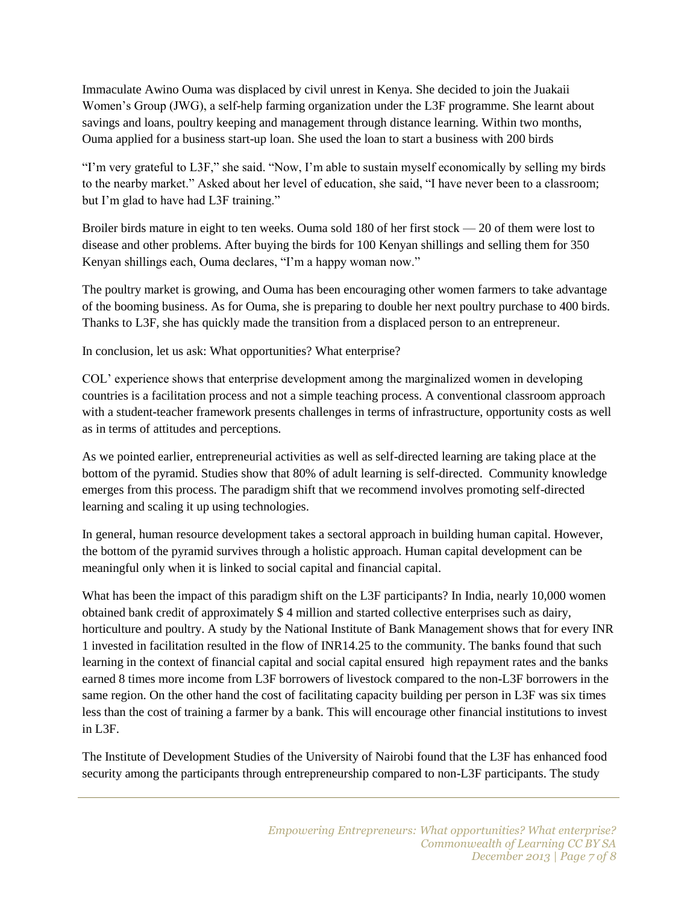Immaculate Awino Ouma was displaced by civil unrest in Kenya. She decided to join the Juakaii Women's Group (JWG), a self-help farming organization under the L3F programme. She learnt about savings and loans, poultry keeping and management through distance learning. Within two months, Ouma applied for a business start-up loan. She used the loan to start a business with 200 birds

"I'm very grateful to L3F," she said. "Now, I'm able to sustain myself economically by selling my birds to the nearby market." Asked about her level of education, she said, "I have never been to a classroom; but I'm glad to have had L3F training."

Broiler birds mature in eight to ten weeks. Ouma sold 180 of her first stock — 20 of them were lost to disease and other problems. After buying the birds for 100 Kenyan shillings and selling them for 350 Kenyan shillings each, Ouma declares, "I'm a happy woman now."

The poultry market is growing, and Ouma has been encouraging other women farmers to take advantage of the booming business. As for Ouma, she is preparing to double her next poultry purchase to 400 birds. Thanks to L3F, she has quickly made the transition from a displaced person to an entrepreneur.

In conclusion, let us ask: What opportunities? What enterprise?

COL' experience shows that enterprise development among the marginalized women in developing countries is a facilitation process and not a simple teaching process. A conventional classroom approach with a student-teacher framework presents challenges in terms of infrastructure, opportunity costs as well as in terms of attitudes and perceptions.

As we pointed earlier, entrepreneurial activities as well as self-directed learning are taking place at the bottom of the pyramid. Studies show that 80% of adult learning is self-directed. Community knowledge emerges from this process. The paradigm shift that we recommend involves promoting self-directed learning and scaling it up using technologies.

In general, human resource development takes a sectoral approach in building human capital. However, the bottom of the pyramid survives through a holistic approach. Human capital development can be meaningful only when it is linked to social capital and financial capital.

What has been the impact of this paradigm shift on the L3F participants? In India, nearly 10,000 women obtained bank credit of approximately $ 4 million and started collective enterprises such as dairy, horticulture and poultry. A study by the National Institute of Bank Management shows that for every INR 1 invested in facilitation resulted in the flow of INR14.25 to the community. The banks found that such learning in the context of financial capital and social capital ensured high repayment rates and the banks earned 8 times more income from L3F borrowers of livestock compared to the non-L3F borrowers in the same region. On the other hand the cost of facilitating capacity building per person in L3F was six times less than the cost of training a farmer by a bank. This will encourage other financial institutions to invest in L3F.

The Institute of Development Studies of the University of Nairobi found that the L3F has enhanced food security among the participants through entrepreneurship compared to non-L3F participants. The study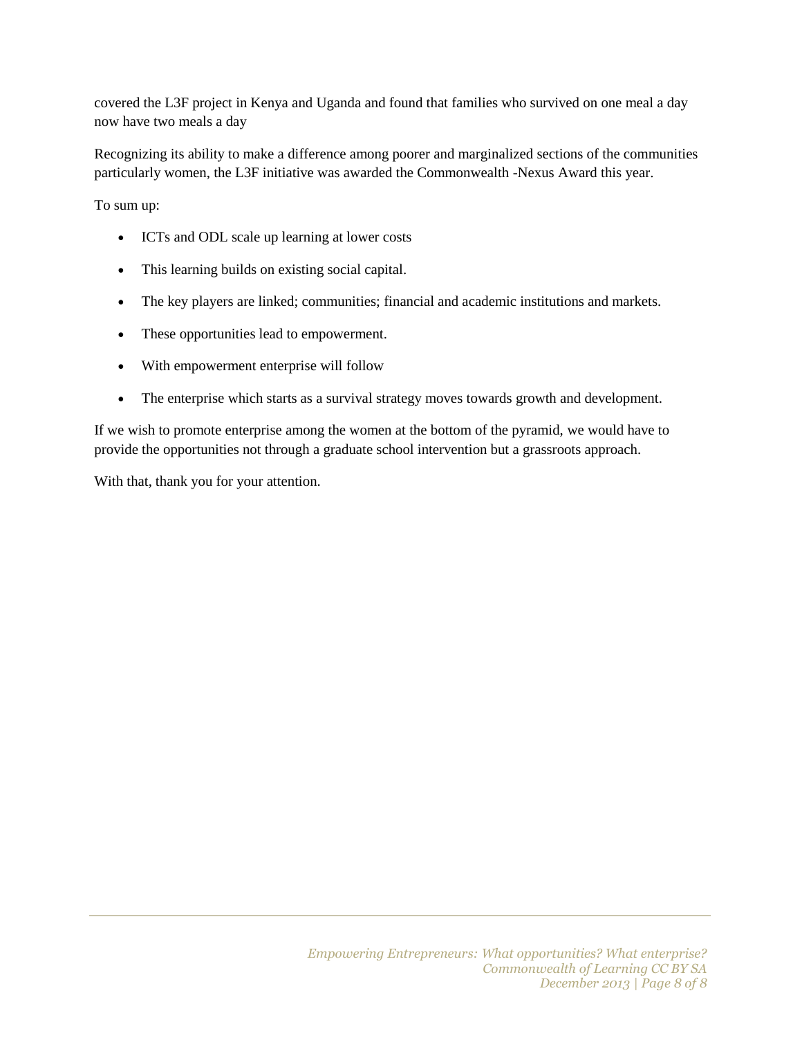covered the L3F project in Kenya and Uganda and found that families who survived on one meal a day now have two meals a day

Recognizing its ability to make a difference among poorer and marginalized sections of the communities particularly women, the L3F initiative was awarded the Commonwealth -Nexus Award this year.

To sum up:

- ICTs and ODL scale up learning at lower costs
- This learning builds on existing social capital.
- The key players are linked; communities; financial and academic institutions and markets.
- These opportunities lead to empowerment.
- With empowerment enterprise will follow
- The enterprise which starts as a survival strategy moves towards growth and development.

If we wish to promote enterprise among the women at the bottom of the pyramid, we would have to provide the opportunities not through a graduate school intervention but a grassroots approach.

With that, thank you for your attention.